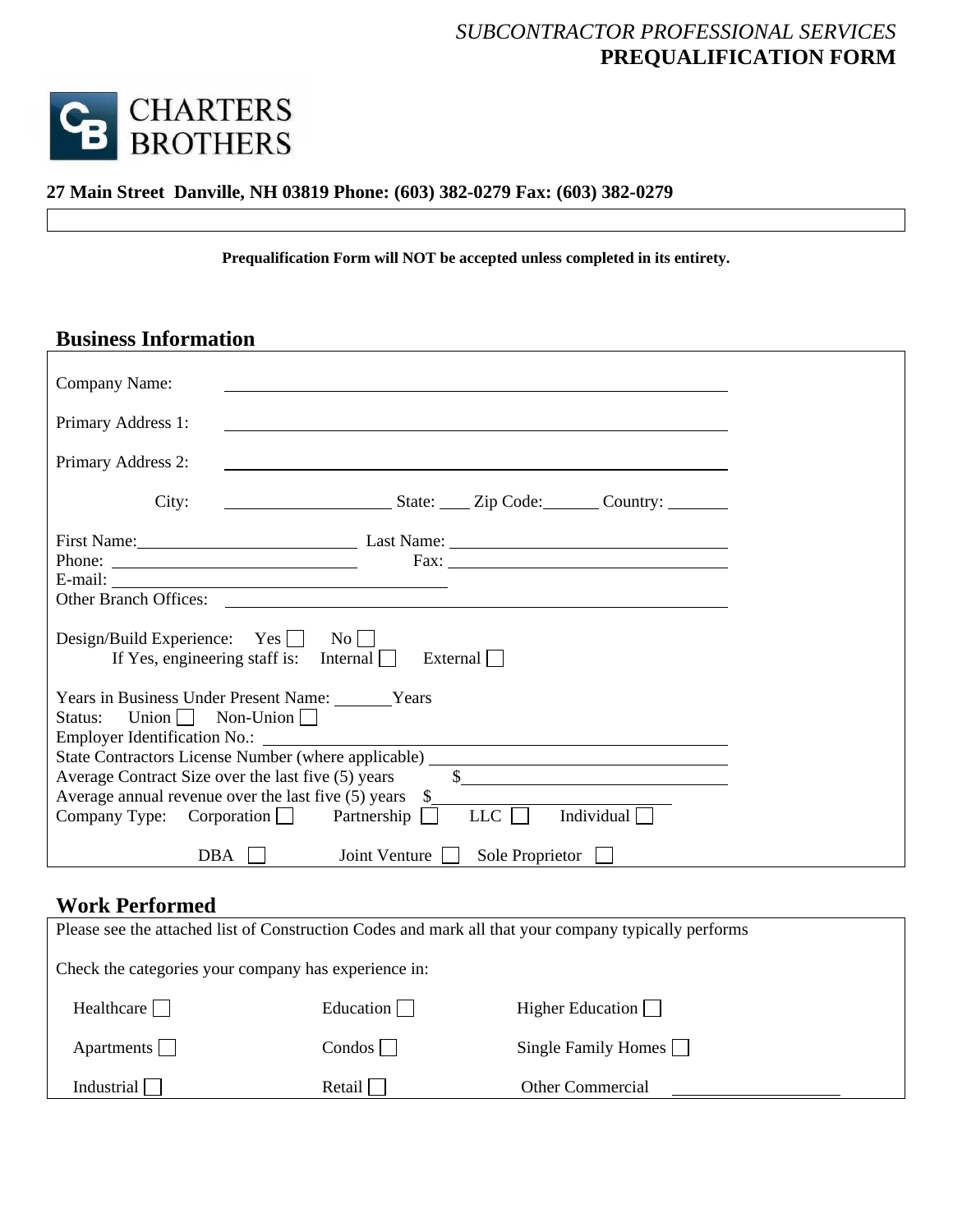*SUBCONTRACTOR PROFESSIONAL SERVICES*
**PREQUALIFICATION FORM**

CHARTERS BROTHERS

**27 Main Street Danville, NH 03819 Phone: (603) 382-0279 Fax: (603) 382-0279**

**Prequalification Form will NOT be accepted unless completed in its entirety.**

## Business Information

Company Name: ______________________________

Primary Address 1: ______________________________

Primary Address 2: ______________________________

City: ______________ State: ____ Zip Code: ______ Country: _______

First Name: ______________ Last Name: ______________
Phone: ______________ Fax: ______________
E-mail: ______________
Other Branch Offices: ______________

Design/Build Experience: Yes ☐ No ☐
If Yes, engineering staff is: Internal ☐ External ☐

Years in Business Under Present Name: ______ Years
Status: Union ☐ Non-Union ☐
Employer Identification No.: ______________
State Contractors License Number (where applicable) ______________
Average Contract Size over the last five (5) years $______________
Average annual revenue over the last five (5) years $______________
Company Type: Corporation ☐ Partnership ☐ LLC ☐ Individual ☐

DBA ☐ Joint Venture ☐ Sole Proprietor ☐

## Work Performed

Please see the attached list of Construction Codes and mark all that your company typically performs

Check the categories your company has experience in:

| | | |
|---|---|---|
| Healthcare ☐ | Education ☐ | Higher Education ☐ |
| Apartments ☐ | Condos ☐ | Single Family Homes ☐ |
| Industrial ☐ | Retail ☐ | Other Commercial ______________ |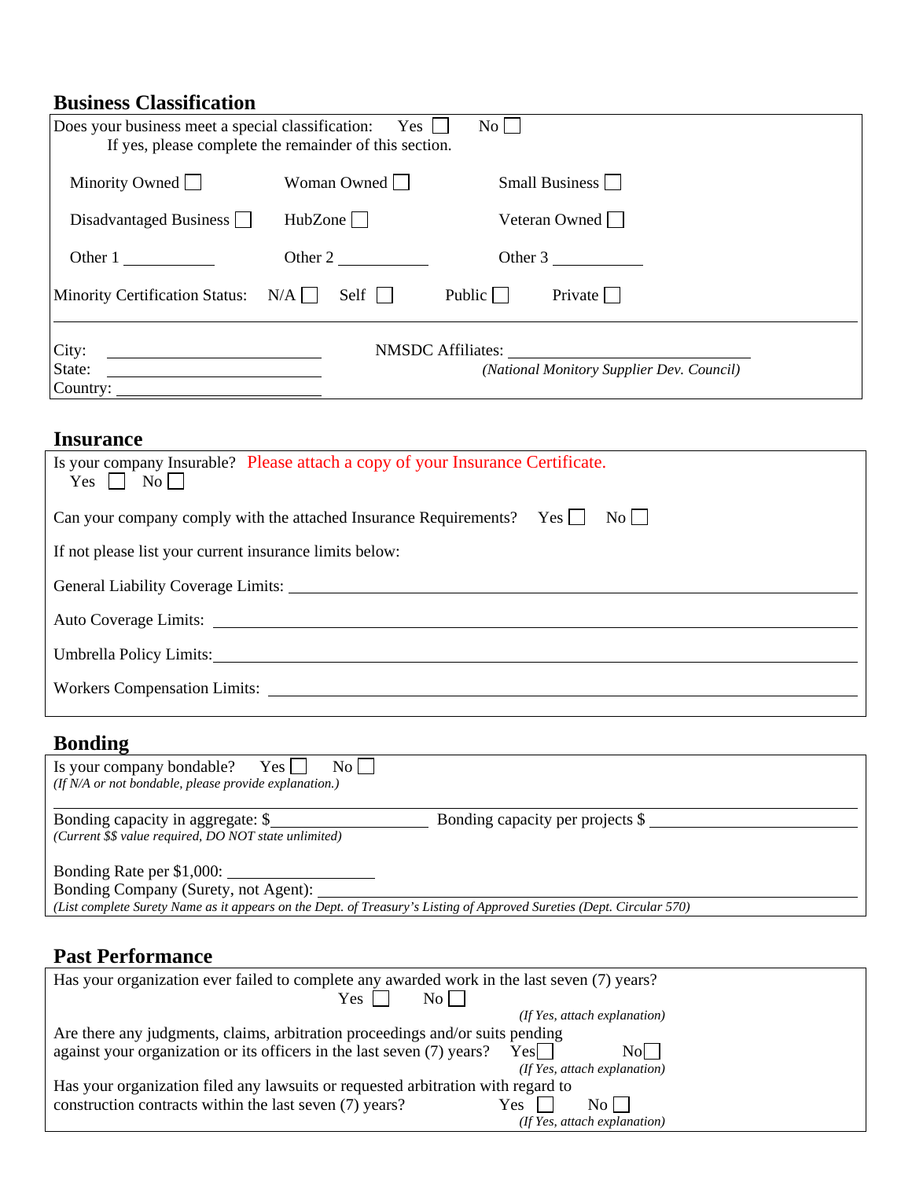## Business Classification

Does your business meet a special classification: Yes ☐ No ☐
If yes, please complete the remainder of this section.

Minority Owned ☐ Woman Owned ☐ Small Business ☐

Disadvantaged Business ☐ HubZone ☐ Veteran Owned ☐

Other 1 ___________ Other 2 ___________ Other 3 ___________

Minority Certification Status: N/A ☐ Self ☐ Public ☐ Private ☐

City: ______________________ NMSDC Affiliates: ______________________
State: ______________________ *(National Monitory Supplier Dev. Council)*
Country: ______________________

## Insurance

Is your company Insurable? Please attach a copy of your Insurance Certificate.
Yes ☐ No ☐

Can your company comply with the attached Insurance Requirements? Yes ☐ No ☐

If not please list your current insurance limits below:

General Liability Coverage Limits: ______________________

Auto Coverage Limits: ______________________

Umbrella Policy Limits: ______________________

Workers Compensation Limits: ______________________

## Bonding

Is your company bondable? Yes ☐ No ☐
*(If N/A or not bondable, please provide explanation.)*

Bonding capacity in aggregate: $__________________ Bonding capacity per projects $ __________________
*(Current $$ value required, DO NOT state unlimited)*

Bonding Rate per $1,000: __________________
Bonding Company (Surety, not Agent): __________________
*(List complete Surety Name as it appears on the Dept. of Treasury's Listing of Approved Sureties (Dept. Circular 570)*

## Past Performance

Has your organization ever failed to complete any awarded work in the last seven (7) years?
Yes ☐ No ☐
*(If Yes, attach explanation)*

Are there any judgments, claims, arbitration proceedings and/or suits pending against your organization or its officers in the last seven (7) years? Yes ☐ No ☐
*(If Yes, attach explanation)*

Has your organization filed any lawsuits or requested arbitration with regard to construction contracts within the last seven (7) years? Yes ☐ No ☐
*(If Yes, attach explanation)*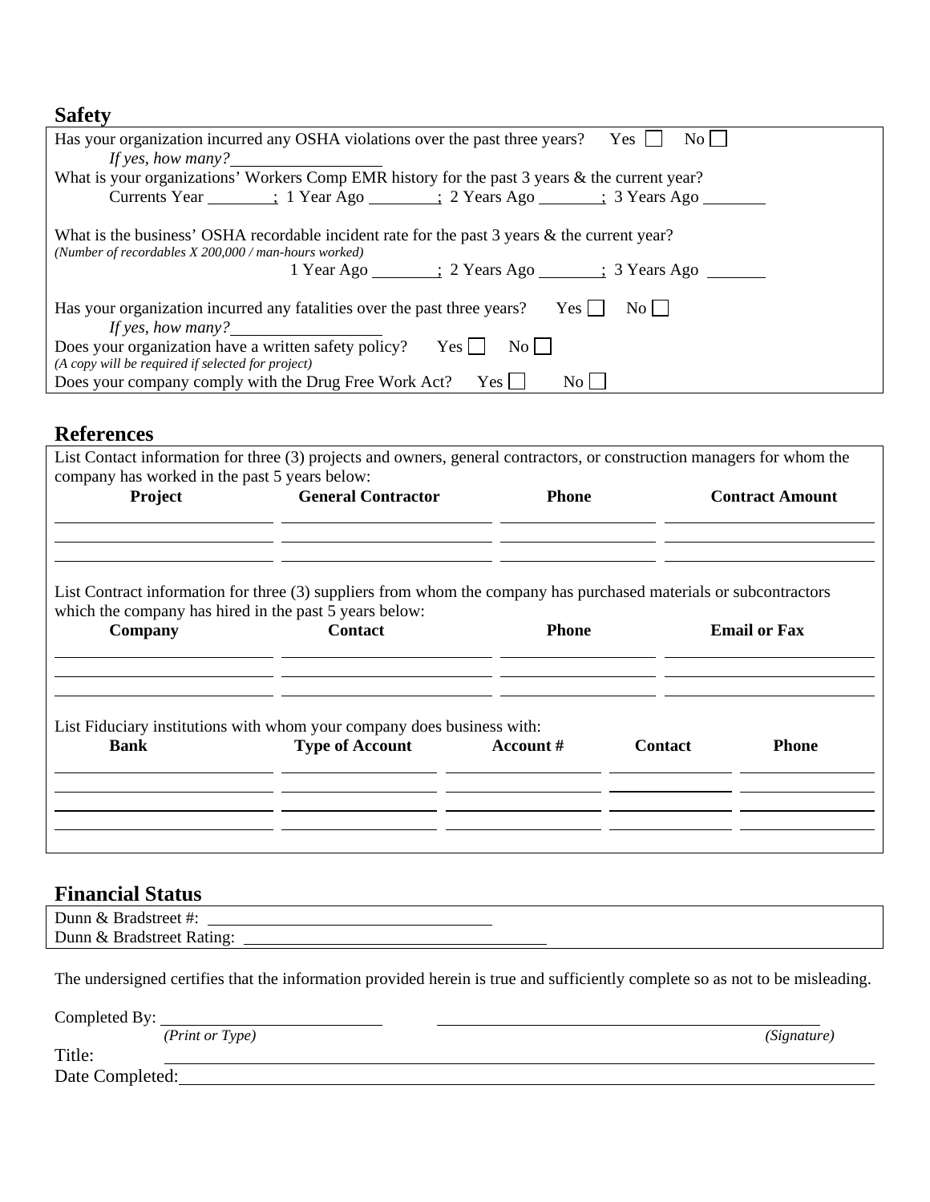## Safety

Has your organization incurred any OSHA violations over the past three years? Yes ☐ No ☐

*If yes, how many?*\_\_\_\_\_\_\_\_\_\_\_\_\_\_\_\_

What is your organizations' Workers Comp EMR history for the past 3 years & the current year?

Currents Year \_\_\_\_\_\_\_\_; 1 Year Ago \_\_\_\_\_\_\_\_; 2 Years Ago \_\_\_\_\_\_\_\_; 3 Years Ago \_\_\_\_\_\_\_\_

What is the business' OSHA recordable incident rate for the past 3 years & the current year?
*(Number of recordables X 200,000 / man-hours worked)*

1 Year Ago \_\_\_\_\_\_\_\_; 2 Years Ago \_\_\_\_\_\_\_\_; 3 Years Ago \_\_\_\_\_\_\_\_

Has your organization incurred any fatalities over the past three years? Yes ☐ No ☐

*If yes, how many?*\_\_\_\_\_\_\_\_\_\_\_\_\_\_\_\_

Does your organization have a written safety policy? Yes ☐ No ☐
*(A copy will be required if selected for project)*

Does your company comply with the Drug Free Work Act? Yes ☐ No ☐

## References

List Contact information for three (3) projects and owners, general contractors, or construction managers for whom the company has worked in the past 5 years below:

| Project | General Contractor | Phone | Contract Amount |
|---|---|---|---|
| | | | |
| | | | |
| | | | |

List Contract information for three (3) suppliers from whom the company has purchased materials or subcontractors which the company has hired in the past 5 years below:

| Company | Contact | Phone | Email or Fax |
|---|---|---|---|
| | | | |
| | | | |
| | | | |

List Fiduciary institutions with whom your company does business with:

| Bank | Type of Account | Account # | Contact | Phone |
|---|---|---|---|---|
| | | | | |
| | | | | |
| | | | | |
| | | | | |

## Financial Status

Dunn & Bradstreet #: \_\_\_\_\_\_\_\_\_\_\_\_\_\_\_\_\_\_\_\_\_\_\_\_\_\_\_\_

Dunn & Bradstreet Rating: \_\_\_\_\_\_\_\_\_\_\_\_\_\_\_\_\_\_\_\_\_\_\_\_\_\_\_\_

The undersigned certifies that the information provided herein is true and sufficiently complete so as not to be misleading.

Completed By: \_\_\_\_\_\_\_\_\_\_\_\_\_\_\_\_\_\_\_\_\_\_ \_\_\_\_\_\_\_\_\_\_\_\_\_\_\_\_\_\_\_\_\_\_\_\_\_\_\_\_\_\_\_\_\_\_\_\_
*(Print or Type)* *(Signature)*

Title: \_\_\_\_\_\_\_\_\_\_\_\_\_\_\_\_\_\_\_\_\_\_\_\_\_\_\_\_\_\_\_\_\_\_\_\_

Date Completed: \_\_\_\_\_\_\_\_\_\_\_\_\_\_\_\_\_\_\_\_\_\_\_\_\_\_\_\_\_\_\_\_\_\_\_\_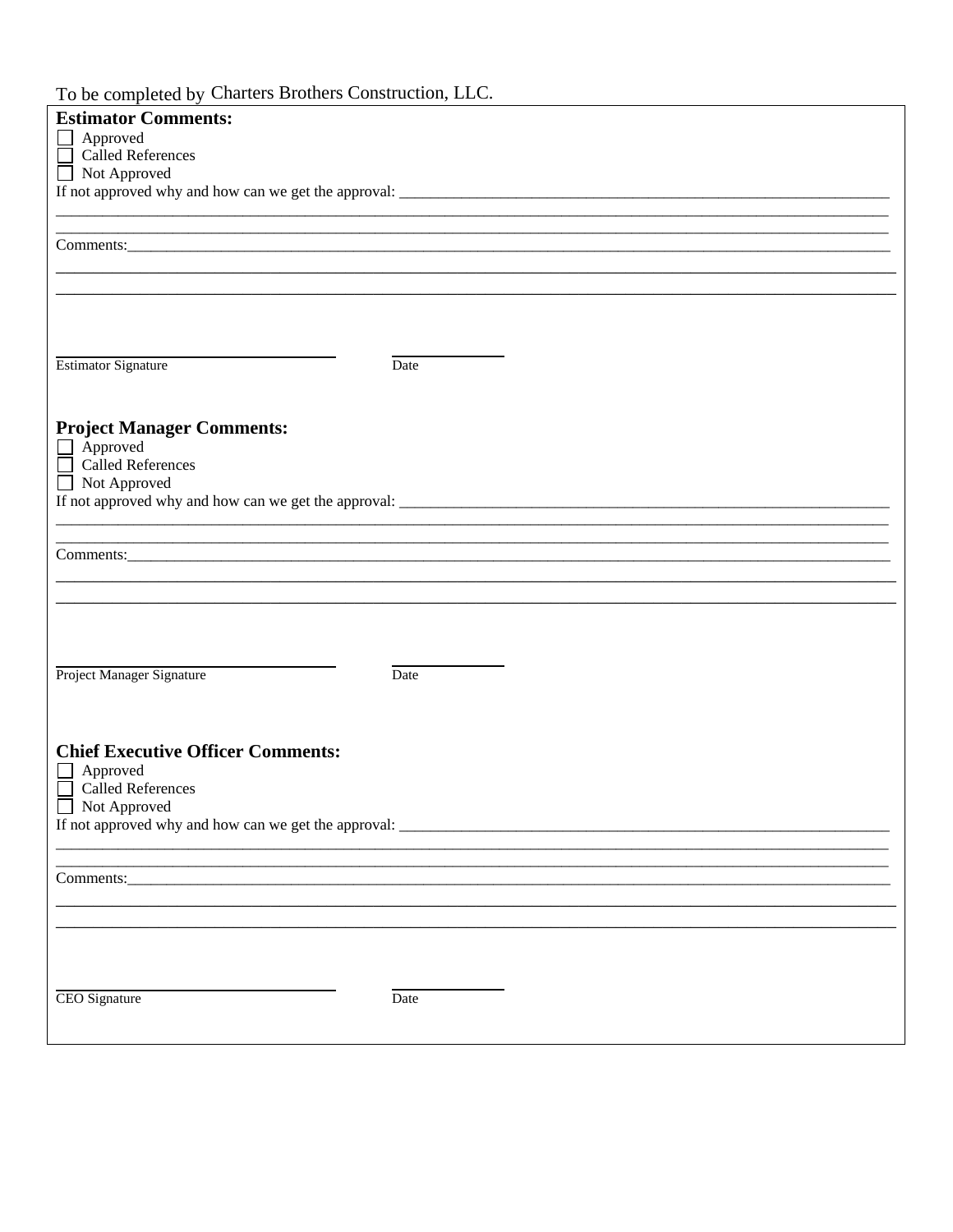To be completed by Charters Brothers Construction, LLC.

**Estimator Comments:**

- ☐ Approved
- ☐ Called References
- ☐ Not Approved

If not approved why and how can we get the approval: ____________________________________________

____________________________________________________________________________________________

____________________________________________________________________________________________

Comments:___________________________________________________________________________________

____________________________________________________________________________________________

____________________________________________________________________________________________

______________________________ ______________

Estimator Signature Date

**Project Manager Comments:**

- ☐ Approved
- ☐ Called References
- ☐ Not Approved

If not approved why and how can we get the approval: ____________________________________________

____________________________________________________________________________________________

____________________________________________________________________________________________

Comments:___________________________________________________________________________________

____________________________________________________________________________________________

____________________________________________________________________________________________

______________________________ ______________

Project Manager Signature Date

**Chief Executive Officer Comments:**

- ☐ Approved
- ☐ Called References
- ☐ Not Approved

If not approved why and how can we get the approval: ____________________________________________

____________________________________________________________________________________________

____________________________________________________________________________________________

Comments:___________________________________________________________________________________

____________________________________________________________________________________________

____________________________________________________________________________________________

______________________________ ______________

CEO Signature Date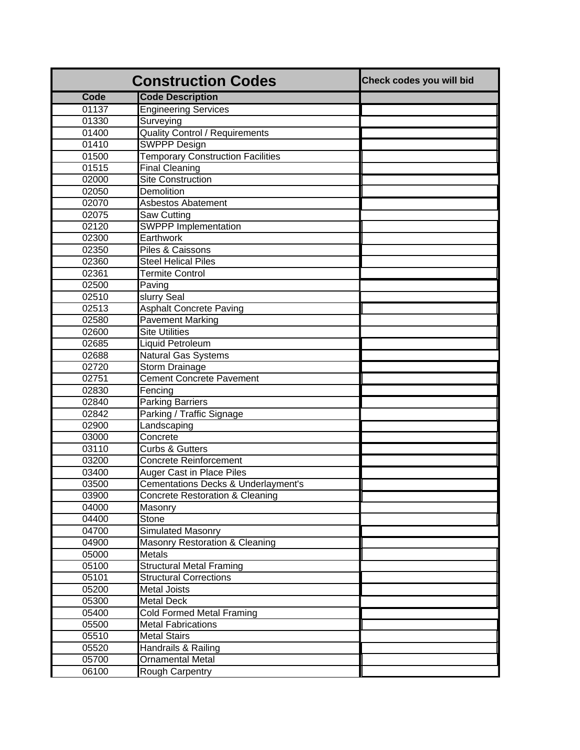| Construction Codes | | Check codes you will bid |
|---|---|---|
| **Code** | **Code Description** | |
| 01137 | Engineering Services | |
| 01330 | Surveying | |
| 01400 | Quality Control / Requirements | |
| 01410 | SWPPP Design | |
| 01500 | Temporary Construction Facilities | |
| 01515 | Final Cleaning | |
| 02000 | Site Construction | |
| 02050 | Demolition | |
| 02070 | Asbestos Abatement | |
| 02075 | Saw Cutting | |
| 02120 | SWPPP Implementation | |
| 02300 | Earthwork | |
| 02350 | Piles & Caissons | |
| 02360 | Steel Helical Piles | |
| 02361 | Termite Control | |
| 02500 | Paving | |
| 02510 | slurry Seal | |
| 02513 | Asphalt Concrete Paving | |
| 02580 | Pavement Marking | |
| 02600 | Site Utilities | |
| 02685 | Liquid Petroleum | |
| 02688 | Natural Gas Systems | |
| 02720 | Storm Drainage | |
| 02751 | Cement Concrete Pavement | |
| 02830 | Fencing | |
| 02840 | Parking Barriers | |
| 02842 | Parking / Traffic Signage | |
| 02900 | Landscaping | |
| 03000 | Concrete | |
| 03110 | Curbs & Gutters | |
| 03200 | Concrete Reinforcement | |
| 03400 | Auger Cast in Place Piles | |
| 03500 | Cementations Decks & Underlayment's | |
| 03900 | Concrete Restoration & Cleaning | |
| 04000 | Masonry | |
| 04400 | Stone | |
| 04700 | Simulated Masonry | |
| 04900 | Masonry Restoration & Cleaning | |
| 05000 | Metals | |
| 05100 | Structural Metal Framing | |
| 05101 | Structural Corrections | |
| 05200 | Metal Joists | |
| 05300 | Metal Deck | |
| 05400 | Cold Formed Metal Framing | |
| 05500 | Metal Fabrications | |
| 05510 | Metal Stairs | |
| 05520 | Handrails & Railing | |
| 05700 | Ornamental Metal | |
| 06100 | Rough Carpentry | |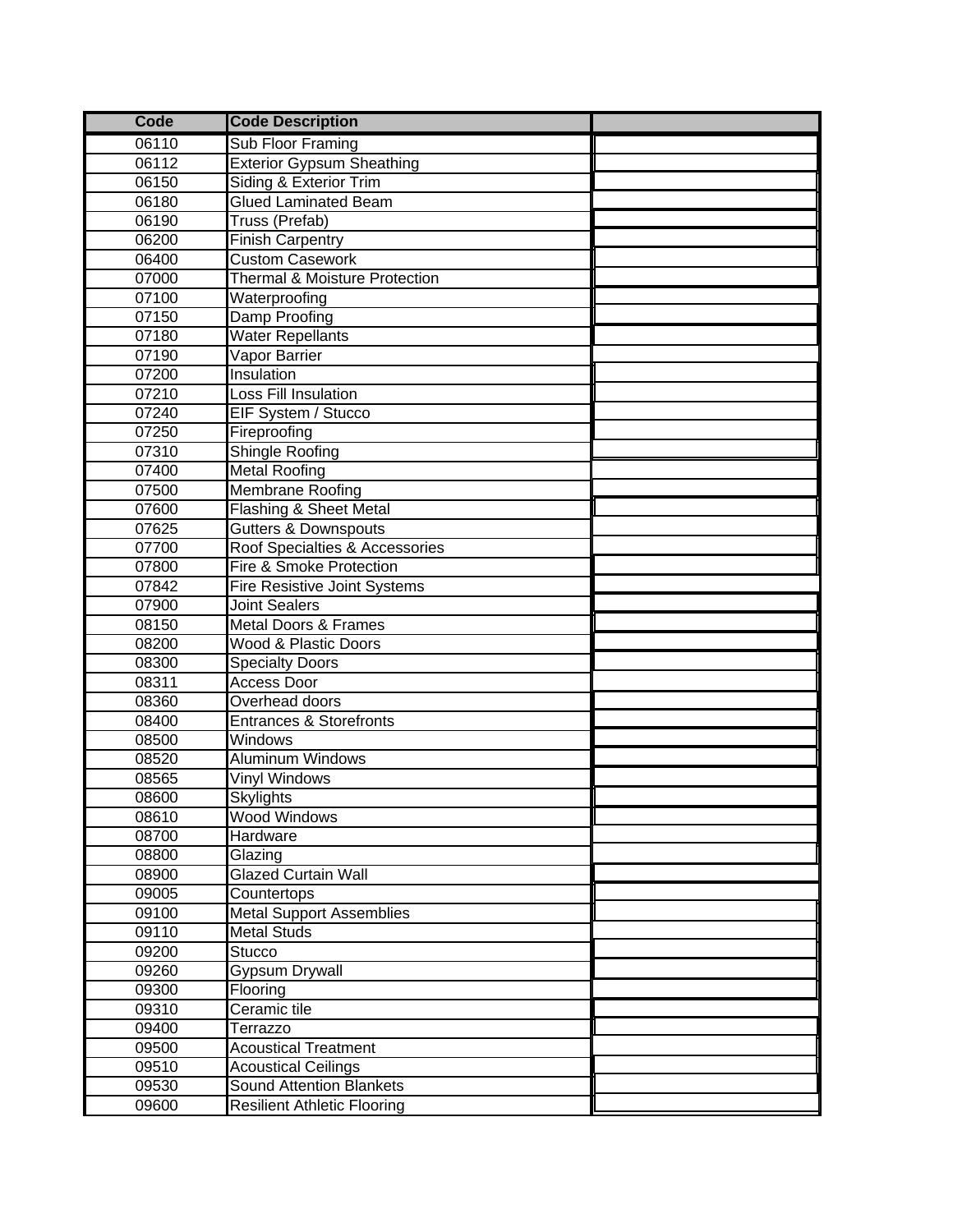| Code | Code Description | |
|---|---|---|
| 06110 | Sub Floor Framing | |
| 06112 | Exterior Gypsum Sheathing | |
| 06150 | Siding & Exterior Trim | |
| 06180 | Glued Laminated Beam | |
| 06190 | Truss (Prefab) | |
| 06200 | Finish Carpentry | |
| 06400 | Custom Casework | |
| 07000 | Thermal & Moisture Protection | |
| 07100 | Waterproofing | |
| 07150 | Damp Proofing | |
| 07180 | Water Repellants | |
| 07190 | Vapor Barrier | |
| 07200 | Insulation | |
| 07210 | Loss Fill Insulation | |
| 07240 | EIF System / Stucco | |
| 07250 | Fireproofing | |
| 07310 | Shingle Roofing | |
| 07400 | Metal Roofing | |
| 07500 | Membrane Roofing | |
| 07600 | Flashing & Sheet Metal | |
| 07625 | Gutters & Downspouts | |
| 07700 | Roof Specialties & Accessories | |
| 07800 | Fire & Smoke Protection | |
| 07842 | Fire Resistive Joint Systems | |
| 07900 | Joint Sealers | |
| 08150 | Metal Doors & Frames | |
| 08200 | Wood & Plastic Doors | |
| 08300 | Specialty Doors | |
| 08311 | Access Door | |
| 08360 | Overhead doors | |
| 08400 | Entrances & Storefronts | |
| 08500 | Windows | |
| 08520 | Aluminum Windows | |
| 08565 | Vinyl Windows | |
| 08600 | Skylights | |
| 08610 | Wood Windows | |
| 08700 | Hardware | |
| 08800 | Glazing | |
| 08900 | Glazed Curtain Wall | |
| 09005 | Countertops | |
| 09100 | Metal Support Assemblies | |
| 09110 | Metal Studs | |
| 09200 | Stucco | |
| 09260 | Gypsum Drywall | |
| 09300 | Flooring | |
| 09310 | Ceramic tile | |
| 09400 | Terrazzo | |
| 09500 | Acoustical Treatment | |
| 09510 | Acoustical Ceilings | |
| 09530 | Sound Attention Blankets | |
| 09600 | Resilient Athletic Flooring | |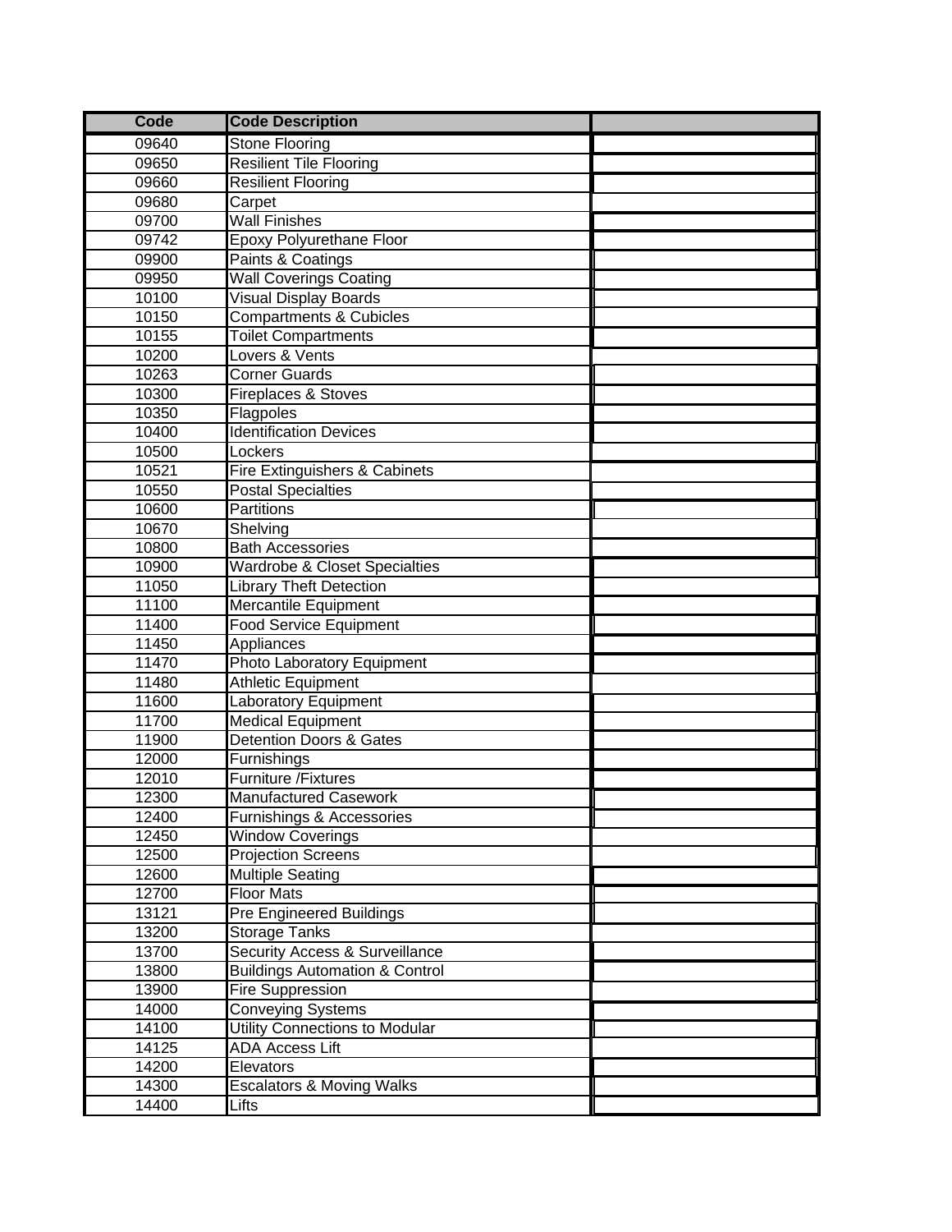| Code | Code Description | |
|---|---|---|
| 09640 | Stone Flooring | |
| 09650 | Resilient Tile Flooring | |
| 09660 | Resilient Flooring | |
| 09680 | Carpet | |
| 09700 | Wall Finishes | |
| 09742 | Epoxy Polyurethane Floor | |
| 09900 | Paints & Coatings | |
| 09950 | Wall Coverings Coating | |
| 10100 | Visual Display Boards | |
| 10150 | Compartments & Cubicles | |
| 10155 | Toilet Compartments | |
| 10200 | Lovers & Vents | |
| 10263 | Corner Guards | |
| 10300 | Fireplaces & Stoves | |
| 10350 | Flagpoles | |
| 10400 | Identification Devices | |
| 10500 | Lockers | |
| 10521 | Fire Extinguishers & Cabinets | |
| 10550 | Postal Specialties | |
| 10600 | Partitions | |
| 10670 | Shelving | |
| 10800 | Bath Accessories | |
| 10900 | Wardrobe & Closet Specialties | |
| 11050 | Library Theft Detection | |
| 11100 | Mercantile Equipment | |
| 11400 | Food Service Equipment | |
| 11450 | Appliances | |
| 11470 | Photo Laboratory Equipment | |
| 11480 | Athletic Equipment | |
| 11600 | Laboratory Equipment | |
| 11700 | Medical Equipment | |
| 11900 | Detention Doors & Gates | |
| 12000 | Furnishings | |
| 12010 | Furniture /Fixtures | |
| 12300 | Manufactured Casework | |
| 12400 | Furnishings & Accessories | |
| 12450 | Window Coverings | |
| 12500 | Projection Screens | |
| 12600 | Multiple Seating | |
| 12700 | Floor Mats | |
| 13121 | Pre Engineered Buildings | |
| 13200 | Storage Tanks | |
| 13700 | Security Access & Surveillance | |
| 13800 | Buildings Automation & Control | |
| 13900 | Fire Suppression | |
| 14000 | Conveying Systems | |
| 14100 | Utility Connections to Modular | |
| 14125 | ADA Access Lift | |
| 14200 | Elevators | |
| 14300 | Escalators & Moving Walks | |
| 14400 | Lifts | |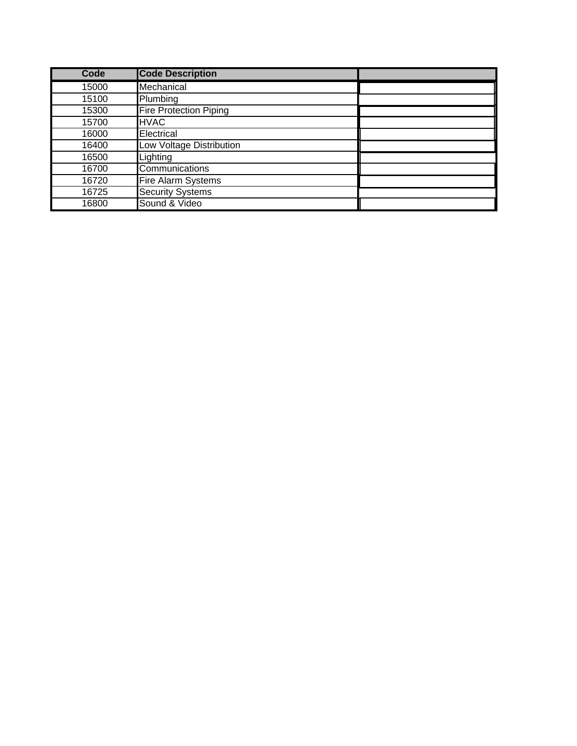| Code | Code Description | |
|---|---|---|
| 15000 | Mechanical | |
| 15100 | Plumbing | |
| 15300 | Fire Protection Piping | |
| 15700 | HVAC | |
| 16000 | Electrical | |
| 16400 | Low Voltage Distribution | |
| 16500 | Lighting | |
| 16700 | Communications | |
| 16720 | Fire Alarm Systems | |
| 16725 | Security Systems | |
| 16800 | Sound & Video | |